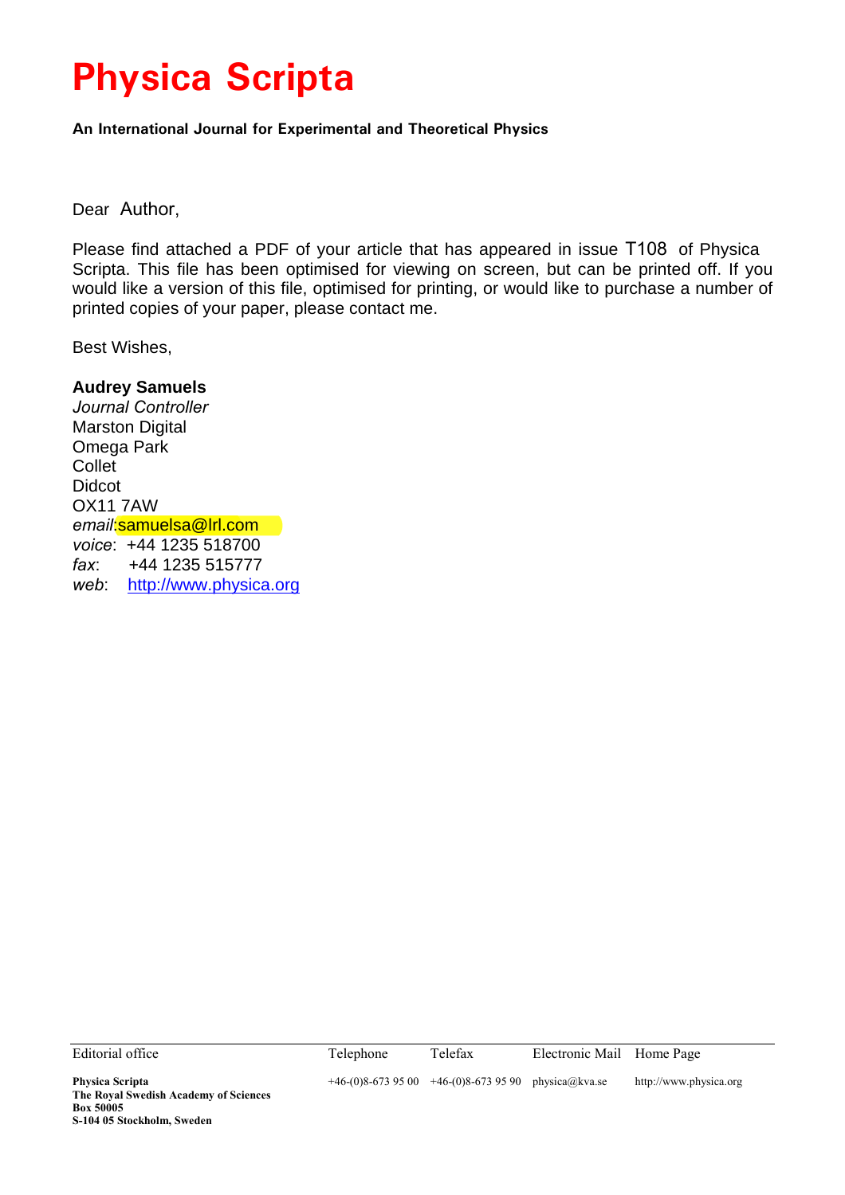# Physica Scripta

**An International Journal for Experimental and Theoretical Physics**

Dear Author,

Please find attached a PDF of your article that has appeared in issue T108 of Physica Scripta. This file has been optimised for viewing on screen, but can be printed off. If you would like a version of this file, optimised for printing, or would like to purchase a number of printed copies of your paper, please contact me.

Best Wishes,

**Audrey Samuels**
*Journal Controller*
Marston Digital
Omega Park
Collet
Didcot
OX11 7AW
*email*:samuelsa@lrl.com
*voice*: +44 1235 518700
*fax*: +44 1235 515777
*web*: http://www.physica.org

| Editorial office | Telephone | Telefax | Electronic Mail | Home Page |
|---|---|---|---|---|
| **Physica Scripta** **The Royal Swedish Academy of Sciences** **Box 50005** **S-104 05 Stockholm, Sweden** | +46-(0)8-673 95 00 | +46-(0)8-673 95 90 | physica@kva.se | http://www.physica.org |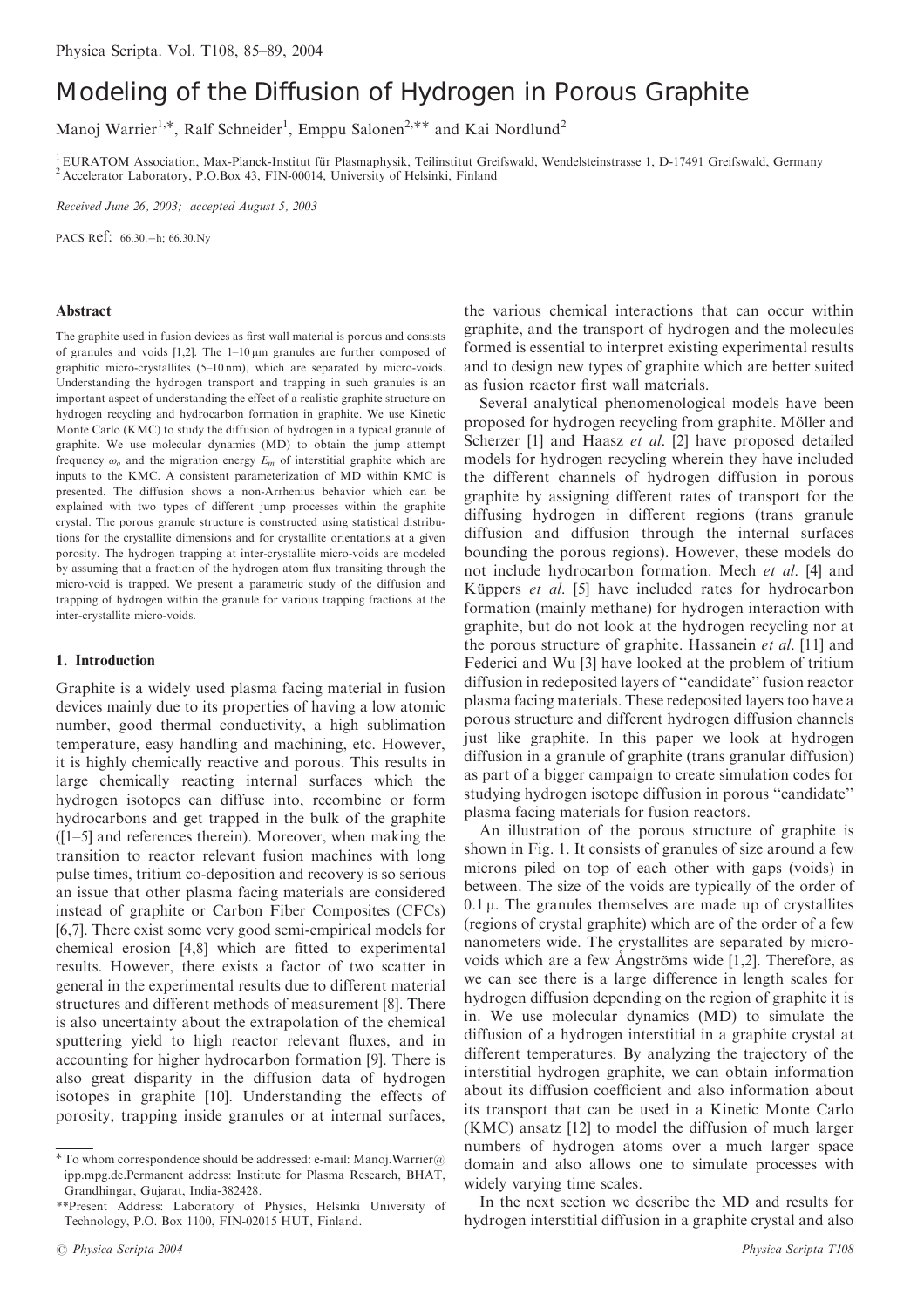Physica Scripta. Vol. T108, 85–89, 2004

# Modeling of the Diffusion of Hydrogen in Porous Graphite

Manoj Warrier[1,*], Ralf Schneider[1], Emppu Salonen[2,**] and Kai Nordlund[2]

[1] EURATOM Association, Max-Planck-Institut für Plasmaphysik, Teilinstitut Greifswald, Wendelsteinstrasse 1, D-17491 Greifswald, Germany
[2] Accelerator Laboratory, P.O.Box 43, FIN-00014, University of Helsinki, Finland

*Received June 26, 2003; accepted August 5, 2003*

PACS Ref: 66.30.–h; 66.30.Ny

### Abstract

The graphite used in fusion devices as first wall material is porous and consists of granules and voids [1,2]. The 1–10 μm granules are further composed of graphitic micro-crystallites (5–10 nm), which are separated by micro-voids. Understanding the hydrogen transport and trapping in such granules is an important aspect of understanding the effect of a realistic graphite structure on hydrogen recycling and hydrocarbon formation in graphite. We use Kinetic Monte Carlo (KMC) to study the diffusion of hydrogen in a typical granule of graphite. We use molecular dynamics (MD) to obtain the jump attempt frequency $\omega_o$ and the migration energy $E_m$ of interstitial graphite which are inputs to the KMC. A consistent parameterization of MD within KMC is presented. The diffusion shows a non-Arrhenius behavior which can be explained with two types of different jump processes within the graphite crystal. The porous granule structure is constructed using statistical distributions for the crystallite dimensions and for crystallite orientations at a given porosity. The hydrogen trapping at inter-crystallite micro-voids are modeled by assuming that a fraction of the hydrogen atom flux transiting through the micro-void is trapped. We present a parametric study of the diffusion and trapping of hydrogen within the granule for various trapping fractions at the inter-crystallite micro-voids.

## 1. Introduction

Graphite is a widely used plasma facing material in fusion devices mainly due to its properties of having a low atomic number, good thermal conductivity, a high sublimation temperature, easy handling and machining, etc. However, it is highly chemically reactive and porous. This results in large chemically reacting internal surfaces which the hydrogen isotopes can diffuse into, recombine or form hydrocarbons and get trapped in the bulk of the graphite ([1–5] and references therein). Moreover, when making the transition to reactor relevant fusion machines with long pulse times, tritium co-deposition and recovery is so serious an issue that other plasma facing materials are considered instead of graphite or Carbon Fiber Composites (CFCs) [6,7]. There exist some very good semi-empirical models for chemical erosion [4,8] which are fitted to experimental results. However, there exists a factor of two scatter in general in the experimental results due to different material structures and different methods of measurement [8]. There is also uncertainty about the extrapolation of the chemical sputtering yield to high reactor relevant fluxes, and in accounting for higher hydrocarbon formation [9]. There is also great disparity in the diffusion data of hydrogen isotopes in graphite [10]. Understanding the effects of porosity, trapping inside granules or at internal surfaces, the various chemical interactions that can occur within graphite, and the transport of hydrogen and the molecules formed is essential to interpret existing experimental results and to design new types of graphite which are better suited as fusion reactor first wall materials.

Several analytical phenomenological models have been proposed for hydrogen recycling from graphite. Möller and Scherzer [1] and Haasz *et al.* [2] have proposed detailed models for hydrogen recycling wherein they have included the different channels of hydrogen diffusion in porous graphite by assigning different rates of transport for the diffusing hydrogen in different regions (trans granule diffusion and diffusion through the internal surfaces bounding the porous regions). However, these models do not include hydrocarbon formation. Mech *et al.* [4] and Küppers *et al.* [5] have included rates for hydrocarbon formation (mainly methane) for hydrogen interaction with graphite, but do not look at the hydrogen recycling nor at the porous structure of graphite. Hassanein *et al.* [11] and Federici and Wu [3] have looked at the problem of tritium diffusion in redeposited layers of "candidate" fusion reactor plasma facing materials. These redeposited layers too have a porous structure and different hydrogen diffusion channels just like graphite. In this paper we look at hydrogen diffusion in a granule of graphite (trans granular diffusion) as part of a bigger campaign to create simulation codes for studying hydrogen isotope diffusion in porous "candidate" plasma facing materials for fusion reactors.

An illustration of the porous structure of graphite is shown in Fig. 1. It consists of granules of size around a few microns piled on top of each other with gaps (voids) in between. The size of the voids are typically of the order of 0.1 μ. The granules themselves are made up of crystallites (regions of crystal graphite) which are of the order of a few nanometers wide. The crystallites are separated by micro-voids which are a few Ångströms wide [1,2]. Therefore, as we can see there is a large difference in length scales for hydrogen diffusion depending on the region of graphite it is in. We use molecular dynamics (MD) to simulate the diffusion of a hydrogen interstitial in a graphite crystal at different temperatures. By analyzing the trajectory of the interstitial hydrogen graphite, we can obtain information about its diffusion coefficient and also information about its transport that can be used in a Kinetic Monte Carlo (KMC) ansatz [12] to model the diffusion of much larger numbers of hydrogen atoms over a much larger space domain and also allows one to simulate processes with widely varying time scales.

In the next section we describe the MD and results for hydrogen interstitial diffusion in a graphite crystal and also

---

* To whom correspondence should be addressed: e-mail: Manoj.Warrier@ipp.mpg.de.Permanent address: Institute for Plasma Research, BHAT, Grandhingar, Gujarat, India-382428.

** Present Address: Laboratory of Physics, Helsinki University of Technology, P.O. Box 1100, FIN-02015 HUT, Finland.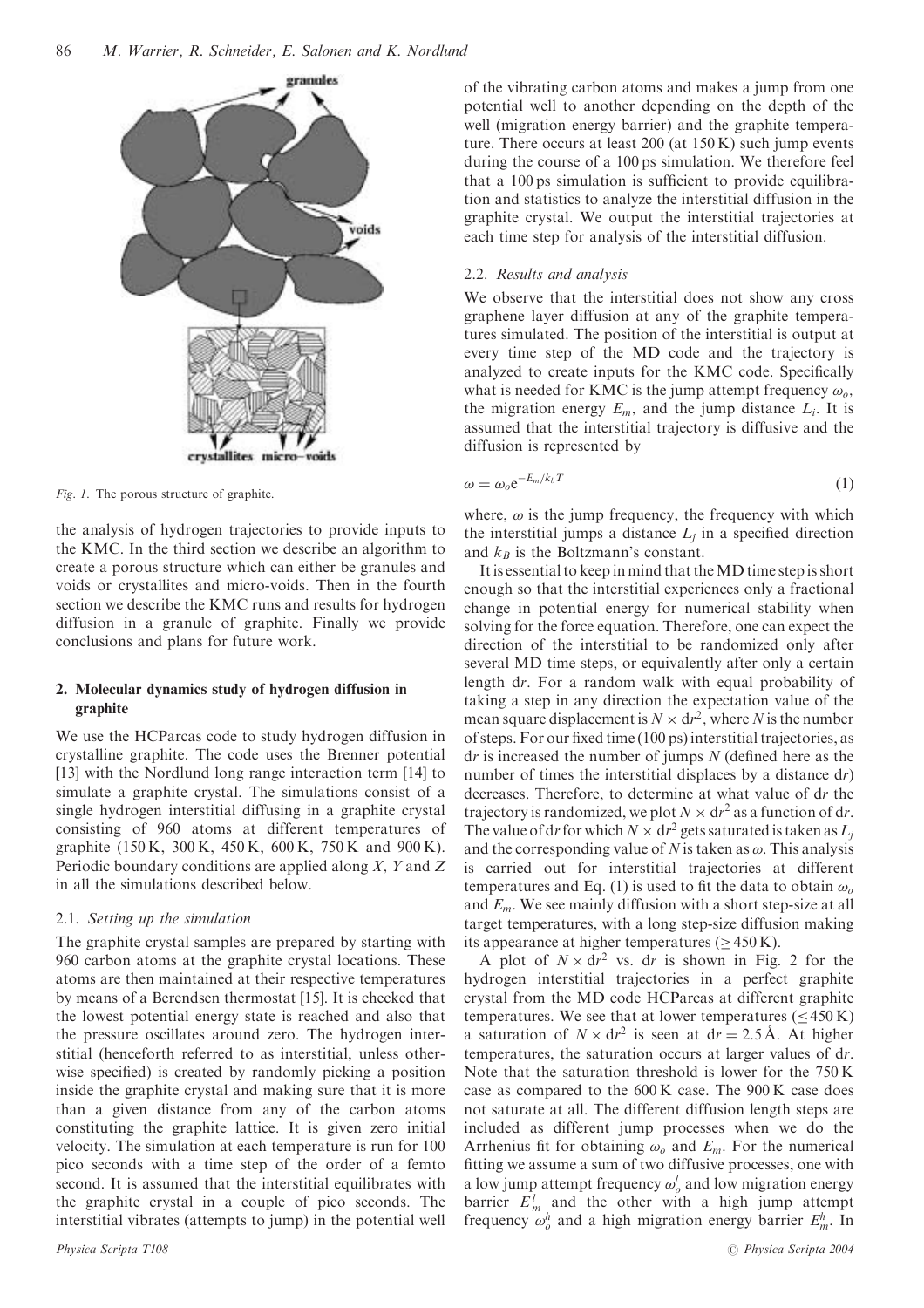Fig. 1. The porous structure of graphite.

the analysis of hydrogen trajectories to provide inputs to the KMC. In the third section we describe an algorithm to create a porous structure which can either be granules and voids or crystallites and micro-voids. Then in the fourth section we describe the KMC runs and results for hydrogen diffusion in a granule of graphite. Finally we provide conclusions and plans for future work.

## 2. Molecular dynamics study of hydrogen diffusion in graphite

We use the HCParcas code to study hydrogen diffusion in crystalline graphite. The code uses the Brenner potential [13] with the Nordlund long range interaction term [14] to simulate a graphite crystal. The simulations consist of a single hydrogen interstitial diffusing in a graphite crystal consisting of 960 atoms at different temperatures of graphite (150 K, 300 K, 450 K, 600 K, 750 K and 900 K). Periodic boundary conditions are applied along $X$, $Y$ and $Z$ in all the simulations described below.

### 2.1. *Setting up the simulation*

The graphite crystal samples are prepared by starting with 960 carbon atoms at the graphite crystal locations. These atoms are then maintained at their respective temperatures by means of a Berendsen thermostat [15]. It is checked that the lowest potential energy state is reached and also that the pressure oscillates around zero. The hydrogen interstitial (henceforth referred to as interstitial, unless otherwise specified) is created by randomly picking a position inside the graphite crystal and making sure that it is more than a given distance from any of the carbon atoms constituting the graphite lattice. It is given zero initial velocity. The simulation at each temperature is run for 100 pico seconds with a time step of the order of a femto second. It is assumed that the interstitial equilibrates with the graphite crystal in a couple of pico seconds. The interstitial vibrates (attempts to jump) in the potential well of the vibrating carbon atoms and makes a jump from one potential well to another depending on the depth of the well (migration energy barrier) and the graphite temperature. There occurs at least 200 (at 150 K) such jump events during the course of a 100 ps simulation. We therefore feel that a 100 ps simulation is sufficient to provide equilibration and statistics to analyze the interstitial diffusion in the graphite crystal. We output the interstitial trajectories at each time step for analysis of the interstitial diffusion.

### 2.2. *Results and analysis*

We observe that the interstitial does not show any cross graphene layer diffusion at any of the graphite temperatures simulated. The position of the interstitial is output at every time step of the MD code and the trajectory is analyzed to create inputs for the KMC code. Specifically what is needed for KMC is the jump attempt frequency $\omega_o$, the migration energy $E_m$, and the jump distance $L_j$. It is assumed that the interstitial trajectory is diffusive and the diffusion is represented by

$$\omega = \omega_o e^{-E_m/k_b T} \tag{1}$$

where, $\omega$ is the jump frequency, the frequency with which the interstitial jumps a distance $L_j$ in a specified direction and $k_B$ is the Boltzmann's constant.

It is essential to keep in mind that the MD time step is short enough so that the interstitial experiences only a fractional change in potential energy for numerical stability when solving for the force equation. Therefore, one can expect the direction of the interstitial to be randomized only after several MD time steps, or equivalently after only a certain length $dr$. For a random walk with equal probability of taking a step in any direction the expectation value of the mean square displacement is $N \times dr^2$, where $N$ is the number of steps. For our fixed time (100 ps) interstitial trajectories, as $dr$ is increased the number of jumps $N$ (defined here as the number of times the interstitial displaces by a distance $dr$) decreases. Therefore, to determine at what value of $dr$ the trajectory is randomized, we plot $N \times dr^2$ as a function of $dr$. The value of $dr$ for which $N \times dr^2$ gets saturated is taken as $L_j$ and the corresponding value of $N$ is taken as $\omega$. This analysis is carried out for interstitial trajectories at different temperatures and Eq. (1) is used to fit the data to obtain $\omega_o$ and $E_m$. We see mainly diffusion with a short step-size at all target temperatures, with a long step-size diffusion making its appearance at higher temperatures ($\geq 450$ K).

A plot of $N \times dr^2$ vs. $dr$ is shown in Fig. 2 for the hydrogen interstitial trajectories in a perfect graphite crystal from the MD code HCParcas at different graphite temperatures. We see that at lower temperatures ($\leq 450$ K) a saturation of $N \times dr^2$ is seen at $dr = 2.5$ Å. At higher temperatures, the saturation occurs at larger values of $dr$. Note that the saturation threshold is lower for the 750 K case as compared to the 600 K case. The 900 K case does not saturate at all. The different diffusion length steps are included as different jump processes when we do the Arrhenius fit for obtaining $\omega_o$ and $E_m$. For the numerical fitting we assume a sum of two diffusive processes, one with a low jump attempt frequency $\omega_o^l$ and low migration energy barrier $E_m^l$ and the other with a high jump attempt frequency $\omega_o^h$ and a high migration energy barrier $E_m^h$. In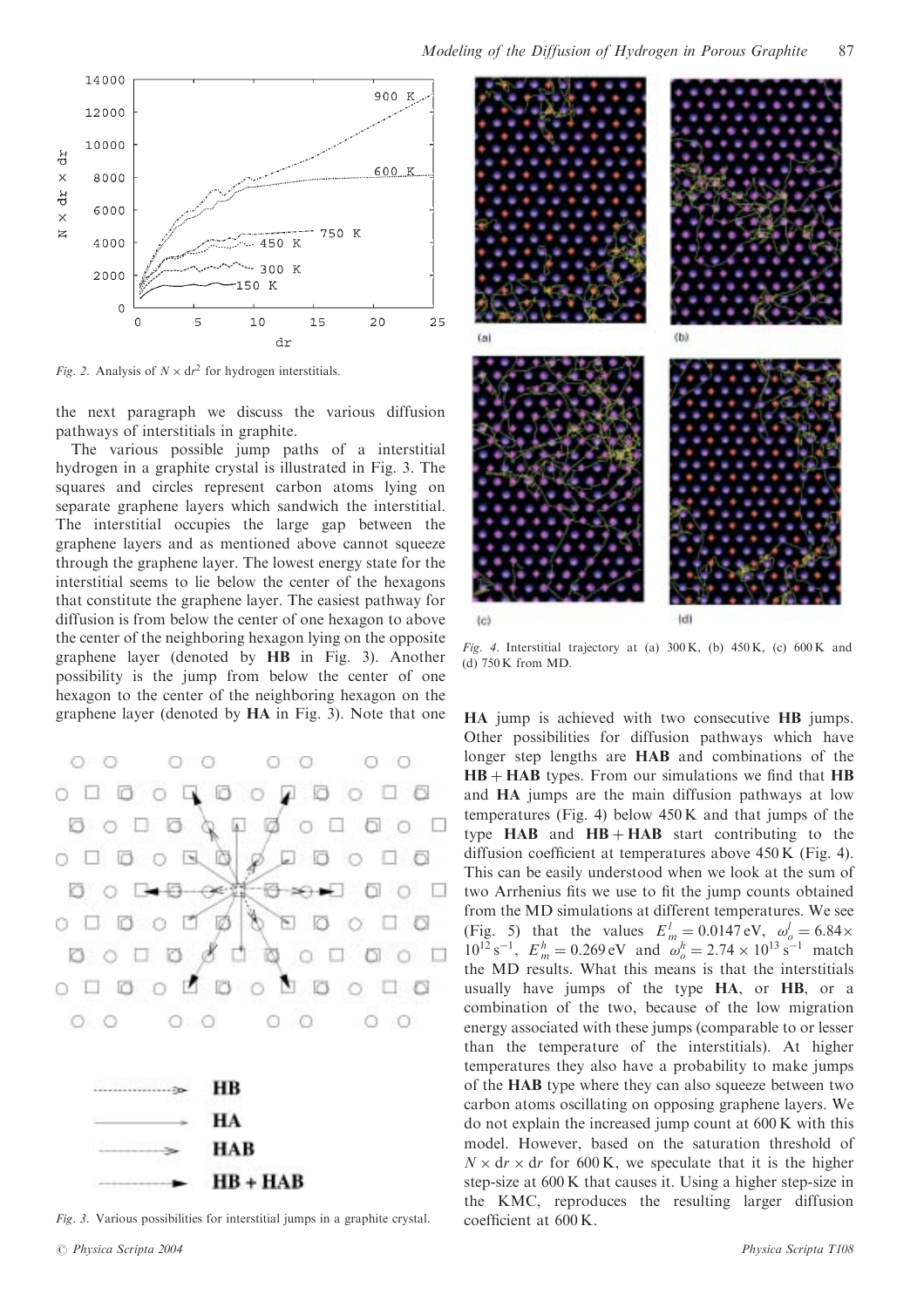Fig. 2. Analysis of $N \times dr^2$ for hydrogen interstitials.

the next paragraph we discuss the various diffusion pathways of interstitials in graphite.

The various possible jump paths of a interstitial hydrogen in a graphite crystal is illustrated in Fig. 3. The squares and circles represent carbon atoms lying on separate graphene layers which sandwich the interstitial. The interstitial occupies the large gap between the graphene layers and as mentioned above cannot squeeze through the graphene layer. The lowest energy state for the interstitial seems to lie below the center of the hexagons that constitute the graphene layer. The easiest pathway for diffusion is from below the center of one hexagon to above the center of the neighboring hexagon lying on the opposite graphene layer (denoted by **HB** in Fig. 3). Another possibility is the jump from below the center of one hexagon to the center of the neighboring hexagon on the graphene layer (denoted by **HA** in Fig. 3). Note that one **HA** jump is achieved with two consecutive **HB** jumps. Other possibilities for diffusion pathways which have longer step lengths are **HAB** and combinations of the **HB + HAB** types. From our simulations we find that **HB** and **HA** jumps are the main diffusion pathways at low temperatures (Fig. 4) below 450 K and that jumps of the type **HAB** and **HB + HAB** start contributing to the diffusion coefficient at temperatures above 450 K (Fig. 4). This can be easily understood when we look at the sum of two Arrhenius fits we use to fit the jump counts obtained from the MD simulations at different temperatures. We see (Fig. 5) that the values $E_m^l = 0.0147\,\text{eV}$, $\omega_o^l = 6.84 \times 10^{12}\,\text{s}^{-1}$, $E_m^h = 0.269\,\text{eV}$ and $\omega_o^h = 2.74 \times 10^{13}\,\text{s}^{-1}$ match the MD results. What this means is that the interstitials usually have jumps of the type **HA**, or **HB**, or a combination of the two, because of the low migration energy associated with these jumps (comparable to or lesser than the temperature of the interstitials). At higher temperatures they also have a probability to make jumps of the **HAB** type where they can also squeeze between two carbon atoms oscillating on opposing graphene layers. We do not explain the increased jump count at 600 K with this model. However, based on the saturation threshold of $N \times dr \times dr$ for 600 K, we speculate that it is the higher step-size at 600 K that causes it. Using a higher step-size in the KMC, reproduces the resulting larger diffusion coefficient at 600 K.

Fig. 3. Various possibilities for interstitial jumps in a graphite crystal.

Fig. 4. Interstitial trajectory at (a) 300 K, (b) 450 K, (c) 600 K and (d) 750 K from MD.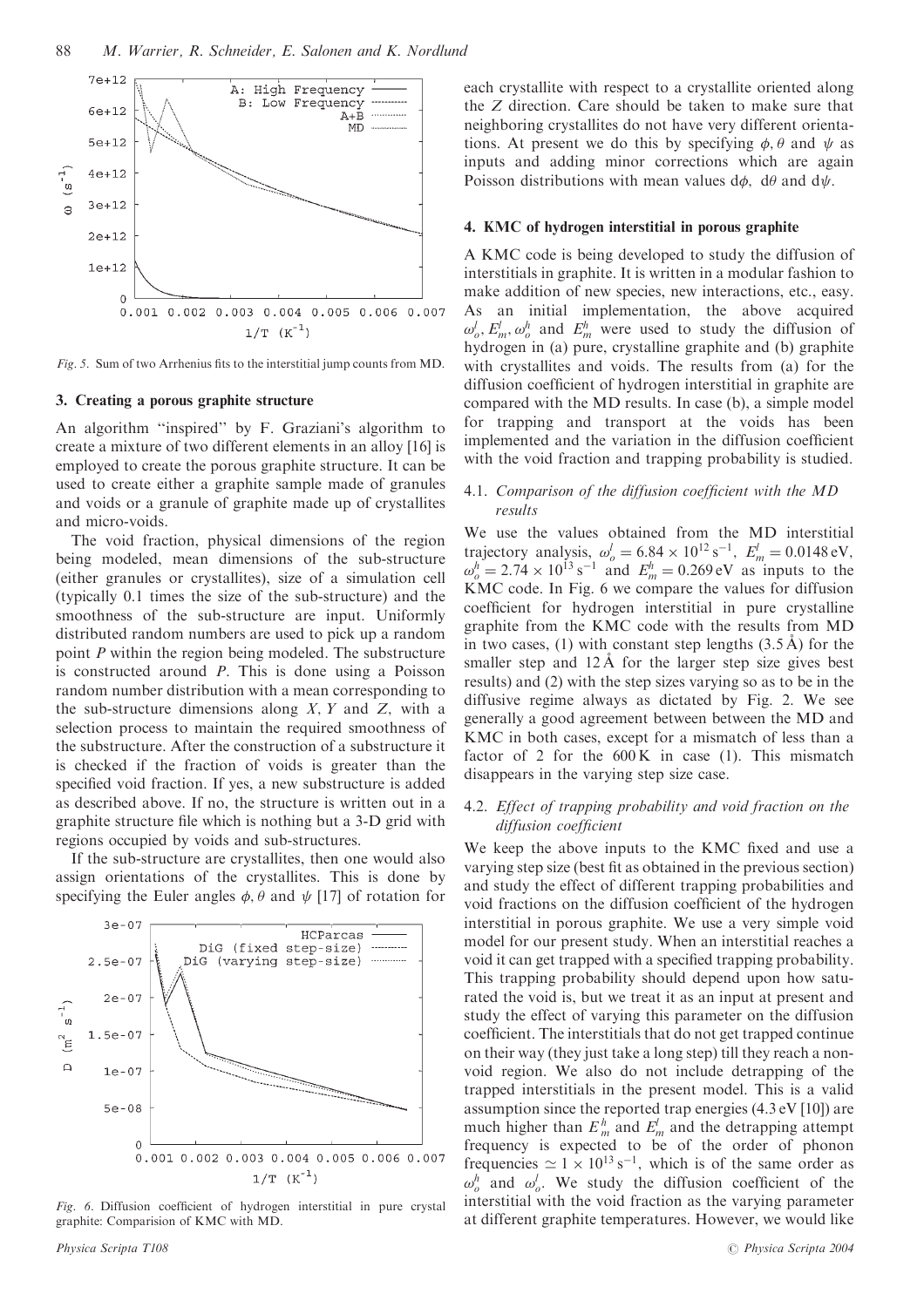Fig. 5. Sum of two Arrhenius fits to the interstitial jump counts from MD.

## 3. Creating a porous graphite structure

An algorithm "inspired" by F. Graziani's algorithm to create a mixture of two different elements in an alloy [16] is employed to create the porous graphite structure. It can be used to create either a graphite sample made of granules and voids or a granule of graphite made up of crystallites and micro-voids.

The void fraction, physical dimensions of the region being modeled, mean dimensions of the sub-structure (either granules or crystallites), size of a simulation cell (typically 0.1 times the size of the sub-structure) and the smoothness of the sub-structure are input. Uniformly distributed random numbers are used to pick up a random point $P$ within the region being modeled. The substructure is constructed around $P$. This is done using a Poisson random number distribution with a mean corresponding to the sub-structure dimensions along $X$, $Y$ and $Z$, with a selection process to maintain the required smoothness of the substructure. After the construction of a substructure it is checked if the fraction of voids is greater than the specified void fraction. If yes, a new substructure is added as described above. If no, the structure is written out in a graphite structure file which is nothing but a 3-D grid with regions occupied by voids and sub-structures.

If the sub-structure are crystallites, then one would also assign orientations of the crystallites. This is done by specifying the Euler angles $\phi, \theta$ and $\psi$ [17] of rotation for each crystallite with respect to a crystallite oriented along the $Z$ direction. Care should be taken to make sure that neighboring crystallites do not have very different orientations. At present we do this by specifying $\phi, \theta$ and $\psi$ as inputs and adding minor corrections which are again Poisson distributions with mean values $d\phi$, $d\theta$ and $d\psi$.

Fig. 6. Diffusion coefficient of hydrogen interstitial in pure crystal graphite: Comparision of KMC with MD.

## 4. KMC of hydrogen interstitial in porous graphite

A KMC code is being developed to study the diffusion of interstitials in graphite. It is written in a modular fashion to make addition of new species, new interactions, etc., easy. As an initial implementation, the above acquired $\omega_o^l, E_m^l, \omega_o^h$ and $E_m^h$ were used to study the diffusion of hydrogen in (a) pure, crystalline graphite and (b) graphite with crystallites and voids. The results from (a) for the diffusion coefficient of hydrogen interstitial in graphite are compared with the MD results. In case (b), a simple model for trapping and transport at the voids has been implemented and the variation in the diffusion coefficient with the void fraction and trapping probability is studied.

### 4.1. *Comparison of the diffusion coefficient with the MD results*

We use the values obtained from the MD interstitial trajectory analysis, $\omega_o^l = 6.84 \times 10^{12}\,\mathrm{s}^{-1}$, $E_m^l = 0.0148\,\mathrm{eV}$, $\omega_o^h = 2.74 \times 10^{13}\,\mathrm{s}^{-1}$ and $E_m^h = 0.269\,\mathrm{eV}$ as inputs to the KMC code. In Fig. 6 we compare the values for diffusion coefficient for hydrogen interstitial in pure crystalline graphite from the KMC code with the results from MD in two cases, (1) with constant step lengths (3.5 Å) for the smaller step and 12 Å for the larger step size gives best results) and (2) with the step sizes varying so as to be in the diffusive regime always as dictated by Fig. 2. We see generally a good agreement between between the MD and KMC in both cases, except for a mismatch of less than a factor of 2 for the 600 K in case (1). This mismatch disappears in the varying step size case.

### 4.2. *Effect of trapping probability and void fraction on the diffusion coefficient*

We keep the above inputs to the KMC fixed and use a varying step size (best fit as obtained in the previous section) and study the effect of different trapping probabilities and void fractions on the diffusion coefficient of the hydrogen interstitial in porous graphite. We use a very simple void model for our present study. When an interstitial reaches a void it can get trapped with a specified trapping probability. This trapping probability should depend upon how saturated the void is, but we treat it as an input at present and study the effect of varying this parameter on the diffusion coefficient. The interstitials that do not get trapped continue on their way (they just take a long step) till they reach a non-void region. We also do not include detrapping of the trapped interstitials in the present model. This is a valid assumption since the reported trap energies (4.3 eV [10]) are much higher than $E_m^h$ and $E_m^l$ and the detrapping attempt frequency is expected to be of the order of phonon frequencies $\simeq 1 \times 10^{13}\,\mathrm{s}^{-1}$, which is of the same order as $\omega_o^h$ and $\omega_o^l$. We study the diffusion coefficient of the interstitial with the void fraction as the varying parameter at different graphite temperatures. However, we would like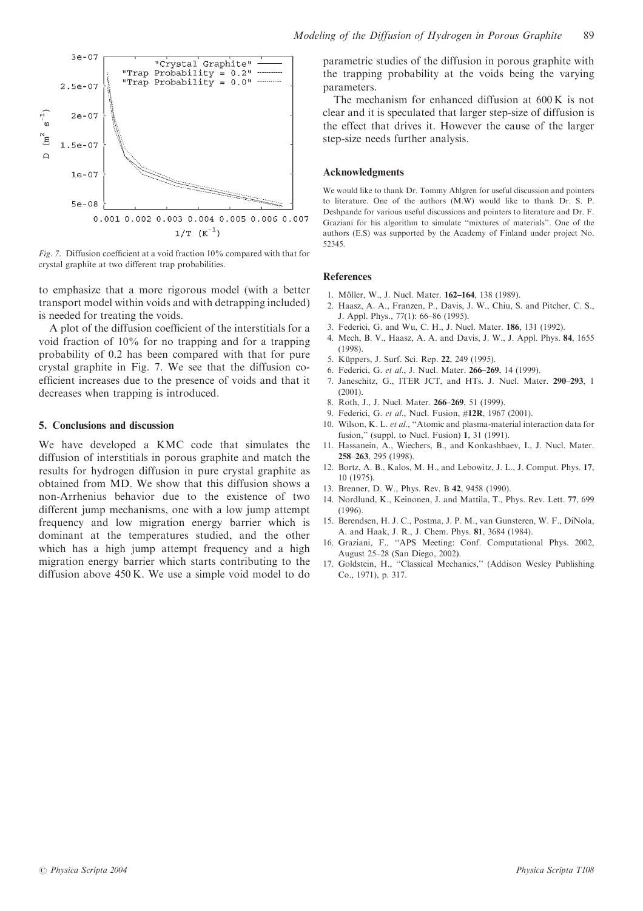3e-07

2.5e-07

2e-07

1.5e-07

1e-07

5e-08

0.001 0.002 0.003 0.004 0.005 0.006 0.007

$1/T$ ($K^{-1}$)

D ($m^2$ $s^{-1}$)

"Crystal Graphite"

"Trap Probability = 0.2"

"Trap Probability = 0.0"

*Fig. 7.* Diffusion coefficient at a void fraction 10% compared with that for crystal graphite at two different trap probabilities.

to emphasize that a more rigorous model (with a better transport model within voids and with detrapping included) is needed for treating the voids.

A plot of the diffusion coefficient of the interstitials for a void fraction of 10% for no trapping and for a trapping probability of 0.2 has been compared with that for pure crystal graphite in Fig. 7. We see that the diffusion coefficient increases due to the presence of voids and that it decreases when trapping is introduced.

## 5. Conclusions and discussion

We have developed a KMC code that simulates the diffusion of interstitials in porous graphite and match the results for hydrogen diffusion in pure crystal graphite as obtained from MD. We show that this diffusion shows a non-Arrhenius behavior due to the existence of two different jump mechanisms, one with a low jump attempt frequency and low migration energy barrier which is dominant at the temperatures studied, and the other which has a high jump attempt frequency and a high migration energy barrier which starts contributing to the diffusion above 450 K. We use a simple void model to do parametric studies of the diffusion in porous graphite with the trapping probability at the voids being the varying parameters.

The mechanism for enhanced diffusion at 600 K is not clear and it is speculated that larger step-size of diffusion is the effect that drives it. However the cause of the larger step-size needs further analysis.

### Acknowledgments

We would like to thank Dr. Tommy Ahlgren for useful discussion and pointers to literature. One of the authors (M.W) would like to thank Dr. S. P. Deshpande for various useful discussions and pointers to literature and Dr. F. Graziani for his algorithm to simulate "mixtures of materials". One of the authors (E.S) was supported by the Academy of Finland under project No. 52345.

### References

1. Möller, W., J. Nucl. Mater. **162–164**, 138 (1989).
2. Haasz, A. A., Franzen, P., Davis, J. W., Chiu, S. and Pitcher, C. S., J. Appl. Phys., 77(1): 66–86 (1995).
3. Federici, G. and Wu, C. H., J. Nucl. Mater. **186**, 131 (1992).
4. Mech, B. V., Haasz, A. A. and Davis, J. W., J. Appl. Phys. **84**, 1655 (1998).
5. Küppers, J. Surf. Sci. Rep. **22**, 249 (1995).
6. Federici, G. *et al.*, J. Nucl. Mater. **266–269**, 14 (1999).
7. Janeschitz, G., ITER JCT, and HTs. J. Nucl. Mater. **290–293**, 1 (2001).
8. Roth, J., J. Nucl. Mater. **266–269**, 51 (1999).
9. Federici, G. *et al.*, Nucl. Fusion, #**12R**, 1967 (2001).
10. Wilson, K. L. *et al.*, "Atomic and plasma-material interaction data for fusion," (suppl. to Nucl. Fusion) **1**, 31 (1991).
11. Hassanein, A., Wiechers, B., and Konkashbaev, I., J. Nucl. Mater. **258–263**, 295 (1998).
12. Bortz, A. B., Kalos, M. H., and Lebowitz, J. L., J. Comput. Phys. **17**, 10 (1975).
13. Brenner, D. W., Phys. Rev. B **42**, 9458 (1990).
14. Nordlund, K., Keinonen, J. and Mattila, T., Phys. Rev. Lett. **77**, 699 (1996).
15. Berendsen, H. J. C., Postma, J. P. M., van Gunsteren, W. F., DiNola, A. and Haak, J. R., J. Chem. Phys. **81**, 3684 (1984).
16. Graziani, F., "APS Meeting: Conf. Computational Phys. 2002, August 25–28 (San Diego, 2002).
17. Goldstein, H., "Classical Mechanics," (Addison Wesley Publishing Co., 1971), p. 317.